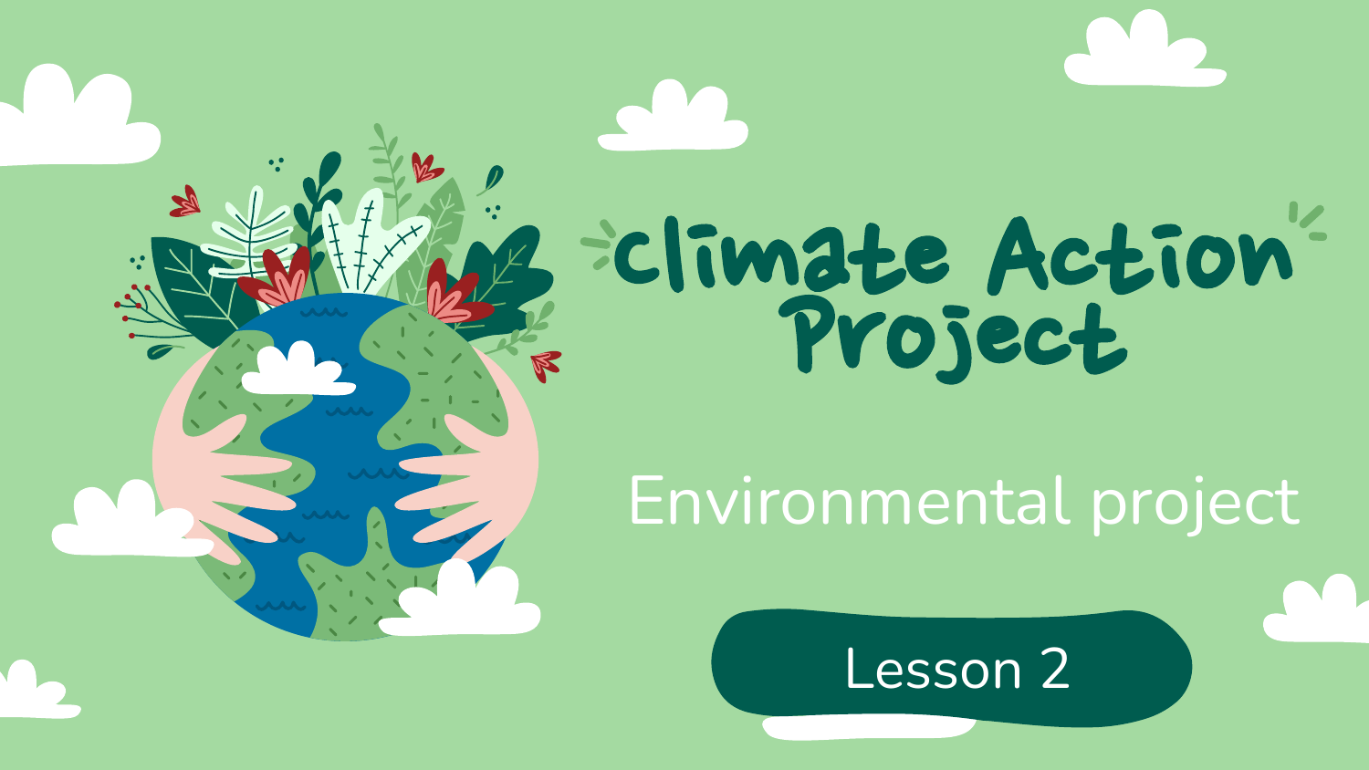# Climate Action Project

Environmental project

Lesson 2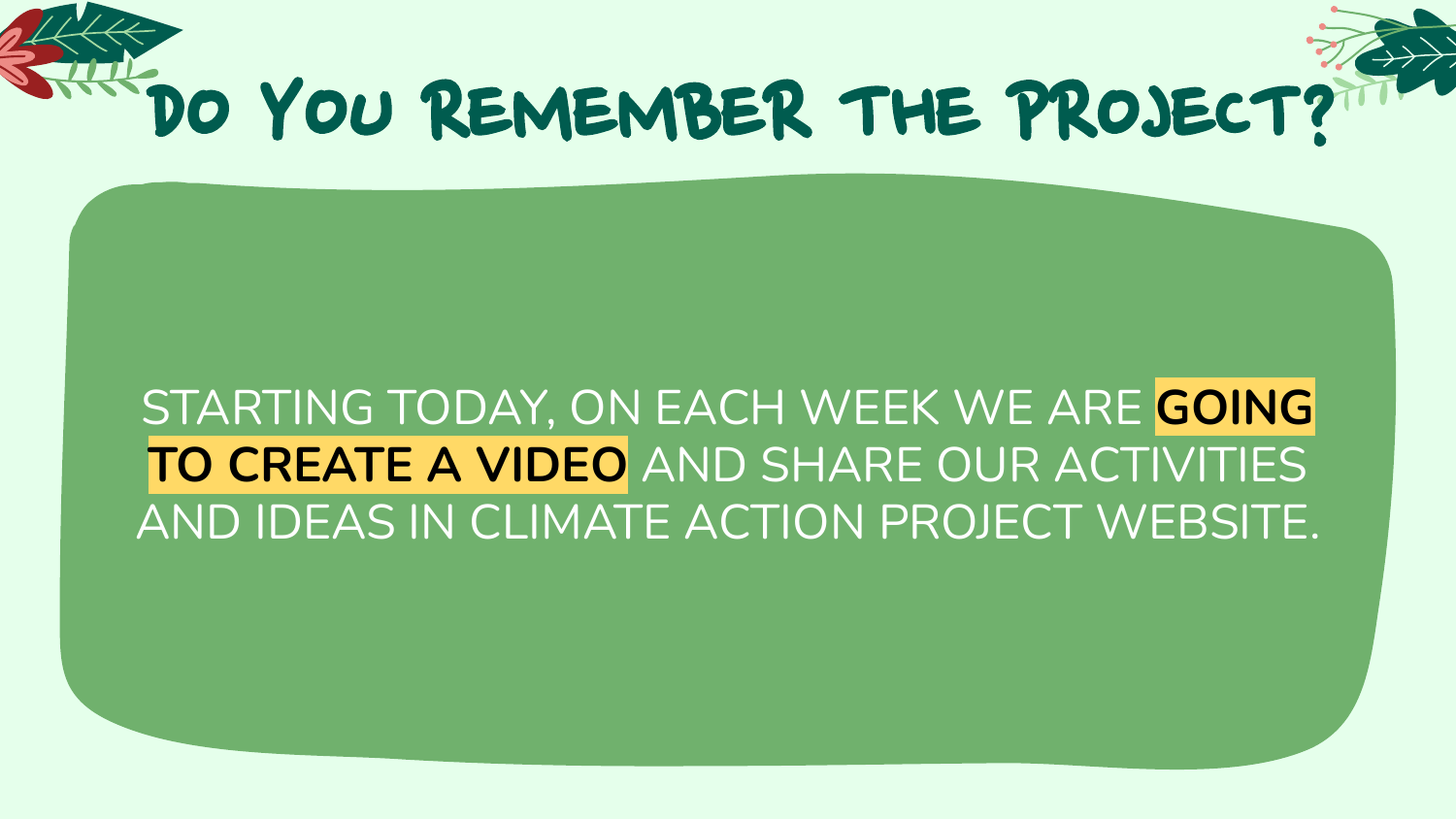# Do You Remember the Project?

STARTING TODAY, ON EACH WEEK WE ARE **GOING TO CREATE A VIDEO** AND SHARE OUR ACTIVITIES AND IDEAS IN CLIMATE ACTION PROJECT WEBSITE.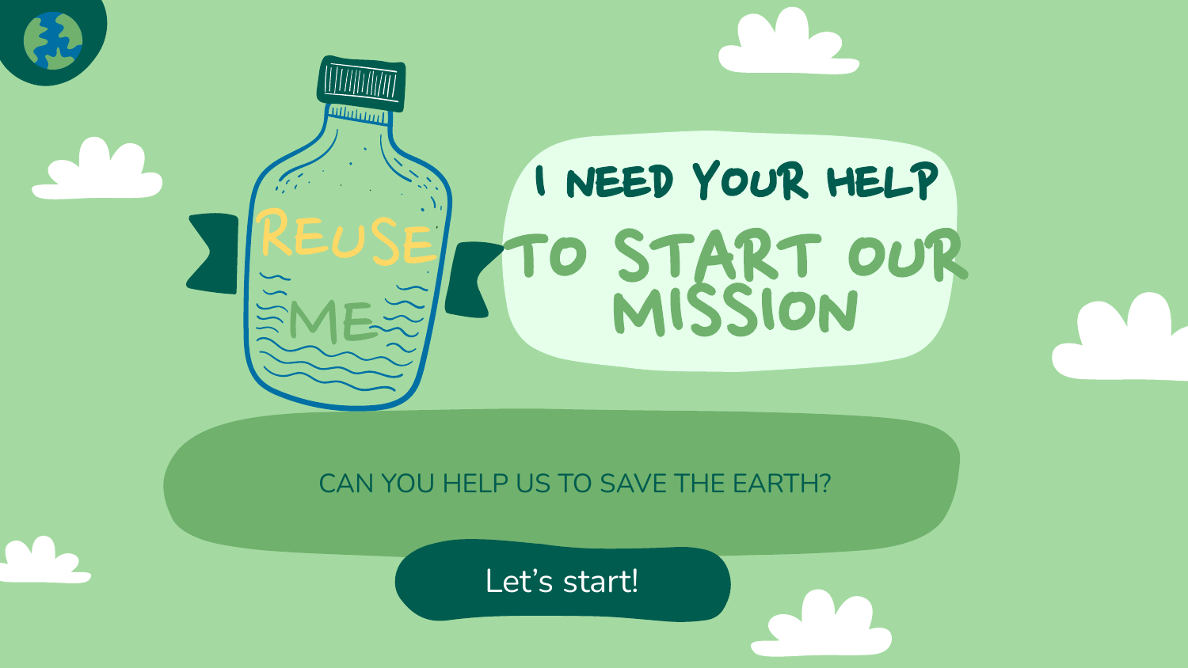REUSE ME

# I NEED YOUR HELP TO START OUR MISSION

CAN YOU HELP US TO SAVE THE EARTH?

Let's start!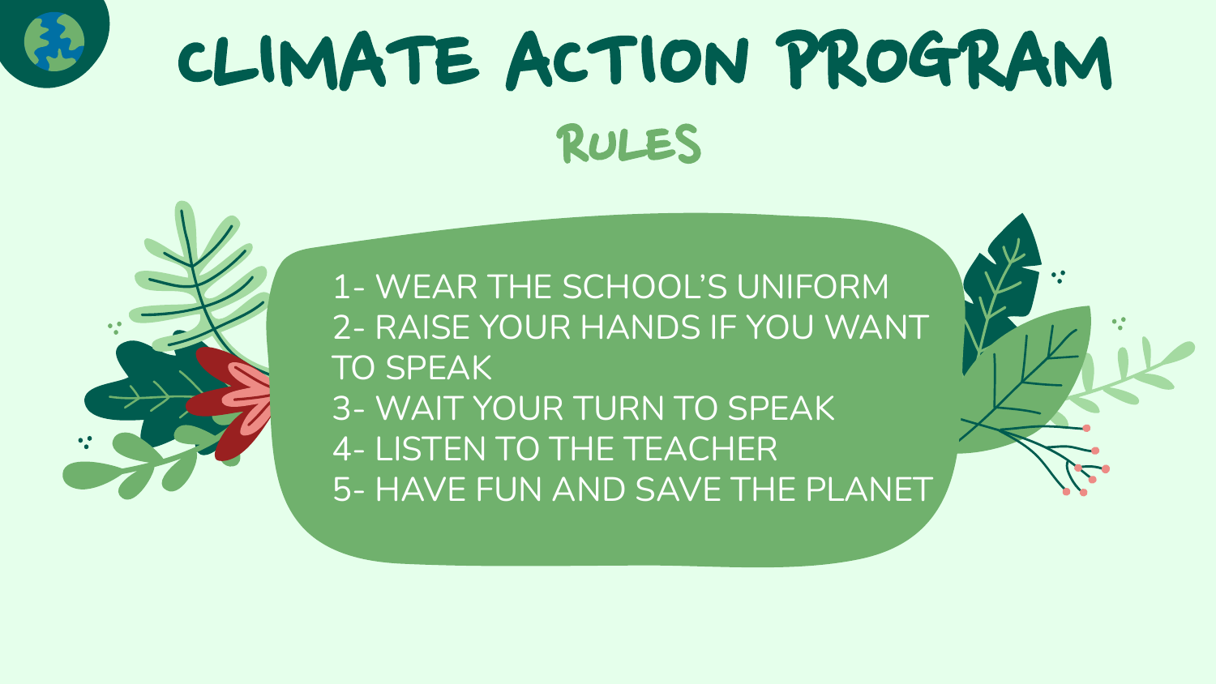# CLIMATE ACTION PROGRAM

## RULES

1- WEAR THE SCHOOL'S UNIFORM
2- RAISE YOUR HANDS IF YOU WANT TO SPEAK
3- WAIT YOUR TURN TO SPEAK
4- LISTEN TO THE TEACHER
5- HAVE FUN AND SAVE THE PLANET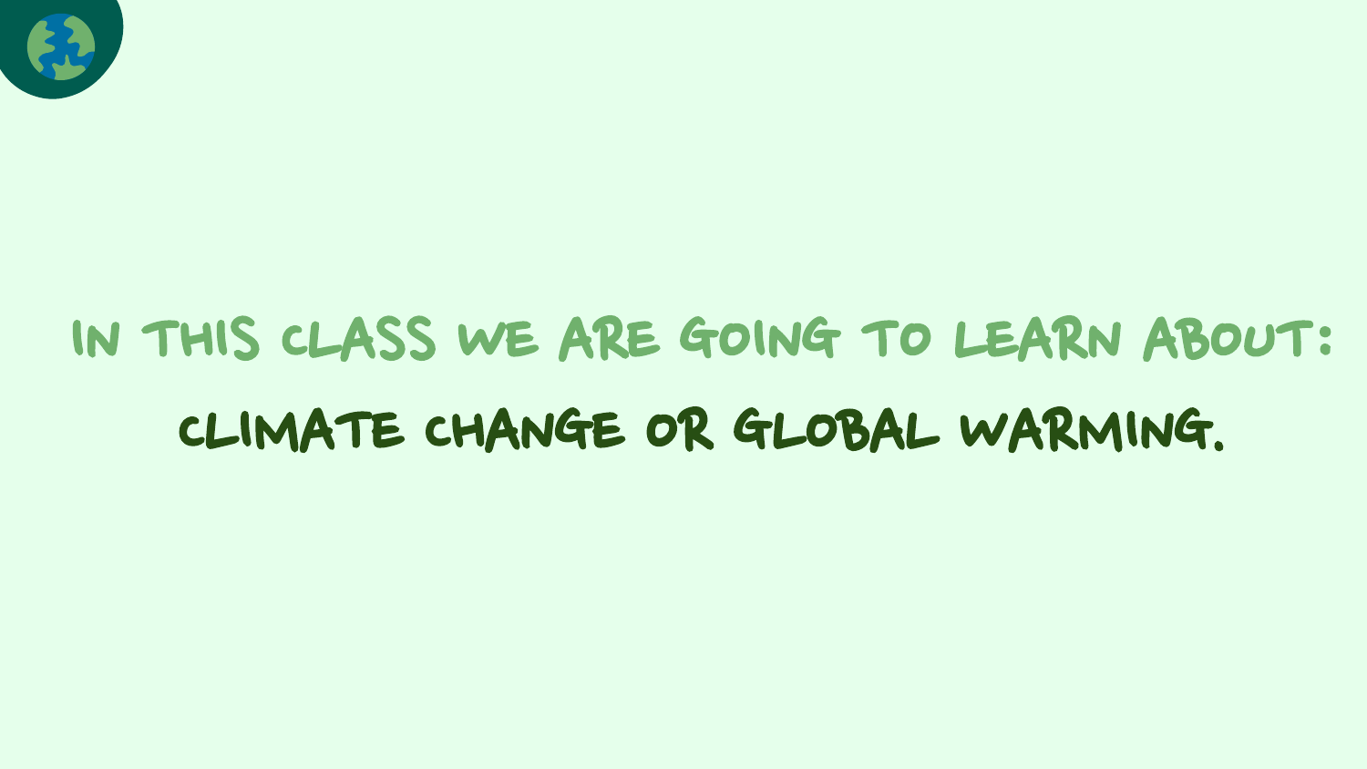IN THIS CLASS WE ARE GOING TO LEARN ABOUT:

**CLIMATE CHANGE OR GLOBAL WARMING.**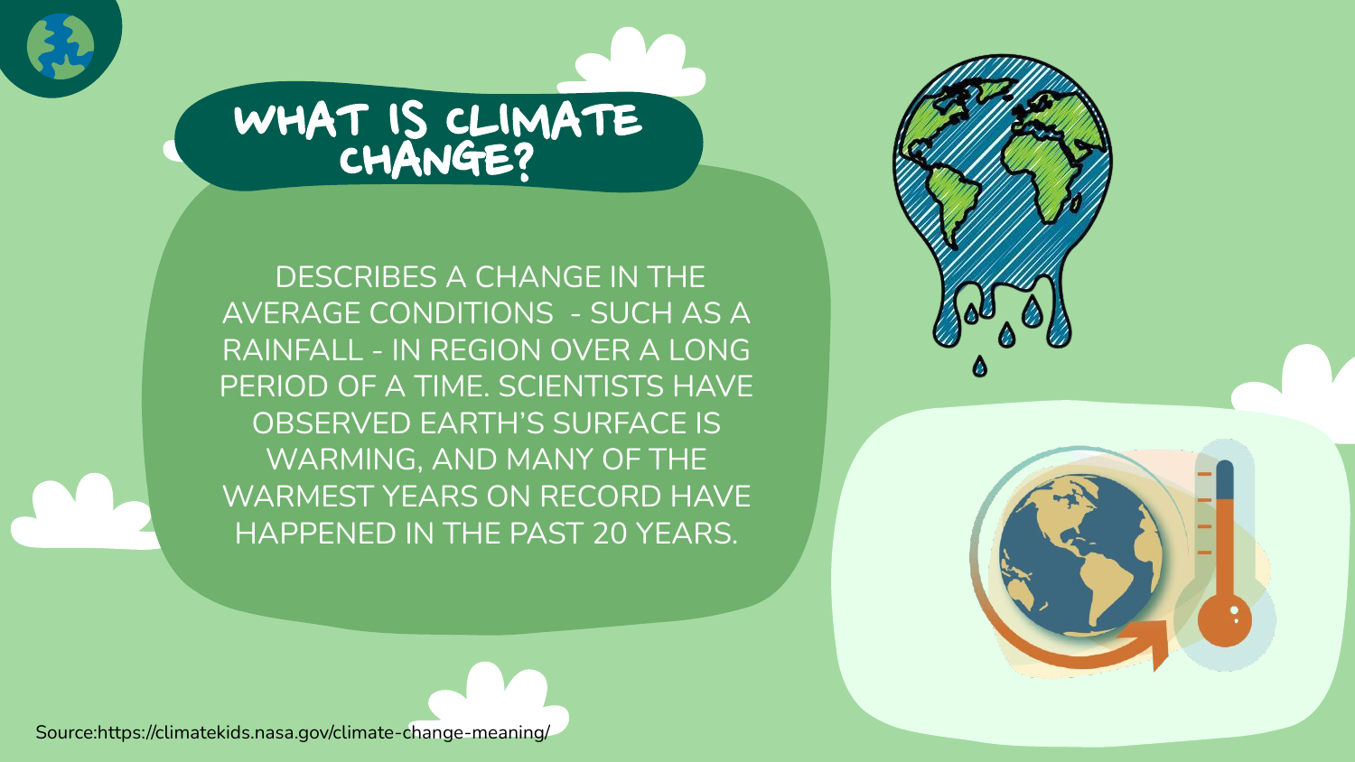# WHAT IS CLIMATE CHANGE?

DESCRIBES A CHANGE IN THE AVERAGE CONDITIONS - SUCH AS A RAINFALL - IN REGION OVER A LONG PERIOD OF A TIME. SCIENTISTS HAVE OBSERVED EARTH'S SURFACE IS WARMING, AND MANY OF THE WARMEST YEARS ON RECORD HAVE HAPPENED IN THE PAST 20 YEARS.

Source:https://climatekids.nasa.gov/climate-change-meaning/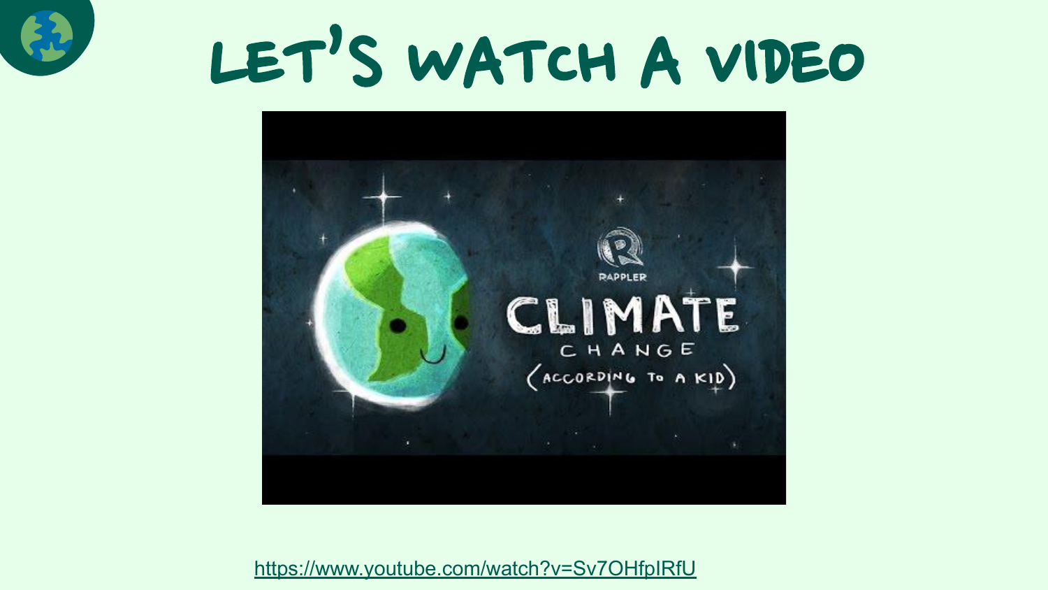# LET'S WATCH A VIDEO

https://www.youtube.com/watch?v=Sv7OHfpIRfU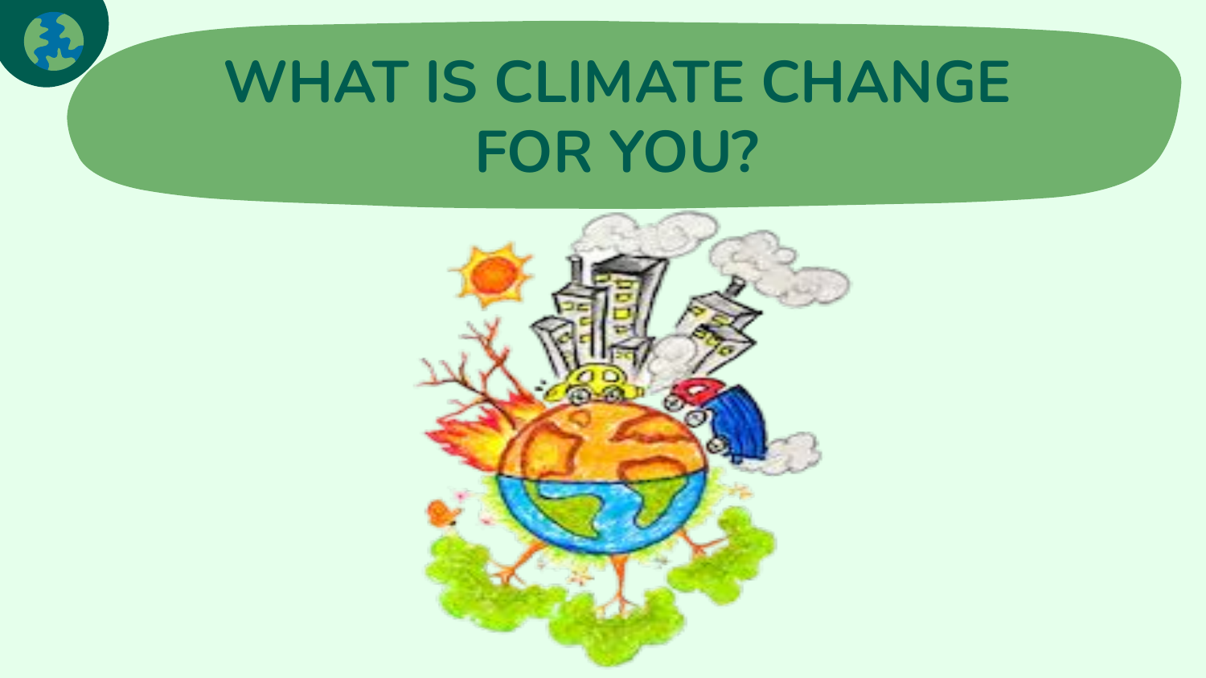# WHAT IS CLIMATE CHANGE FOR YOU?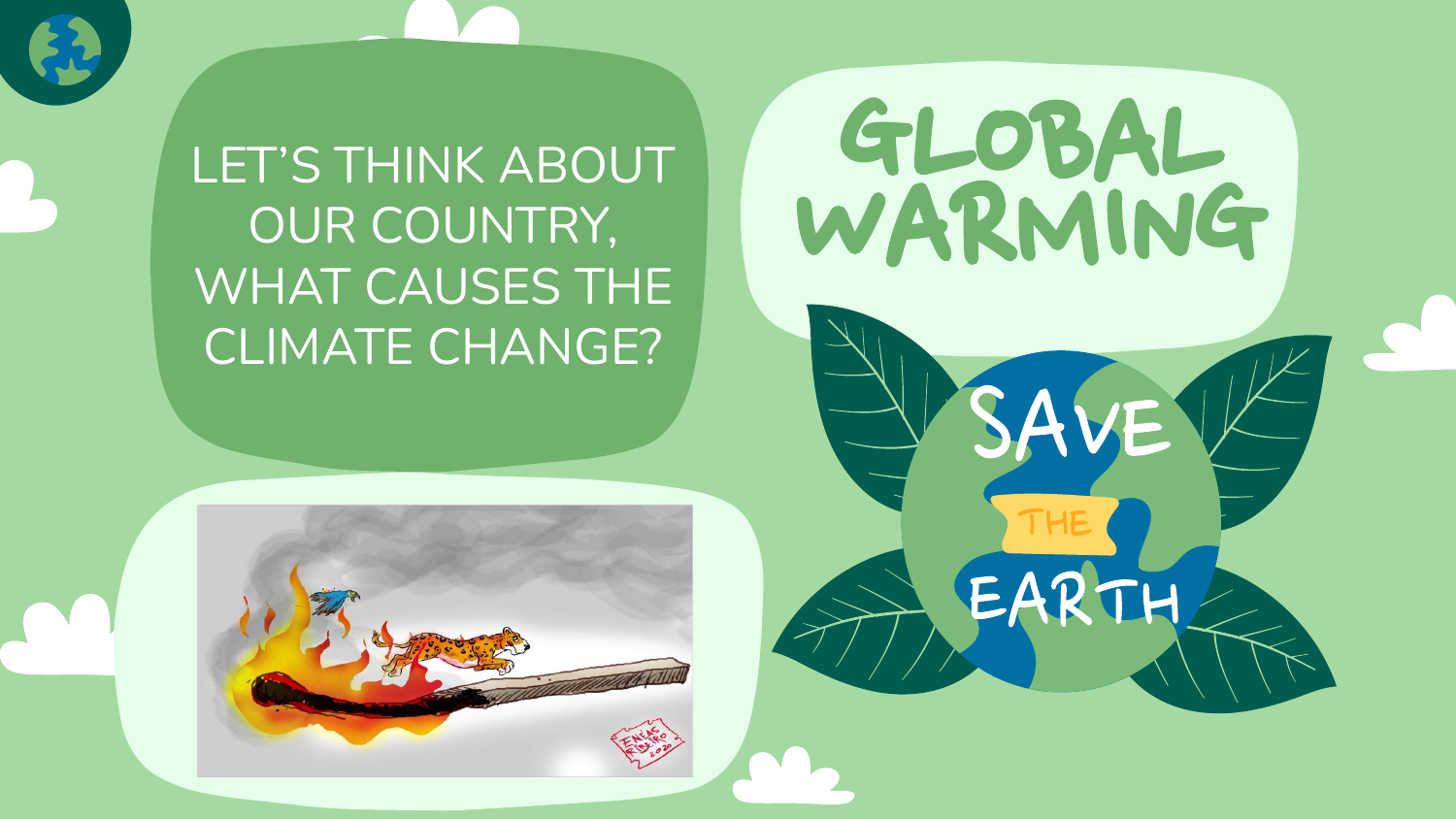# GLOBAL WARMING

LET'S THINK ABOUT OUR COUNTRY, WHAT CAUSES THE CLIMATE CHANGE?

SAVE THE EARTH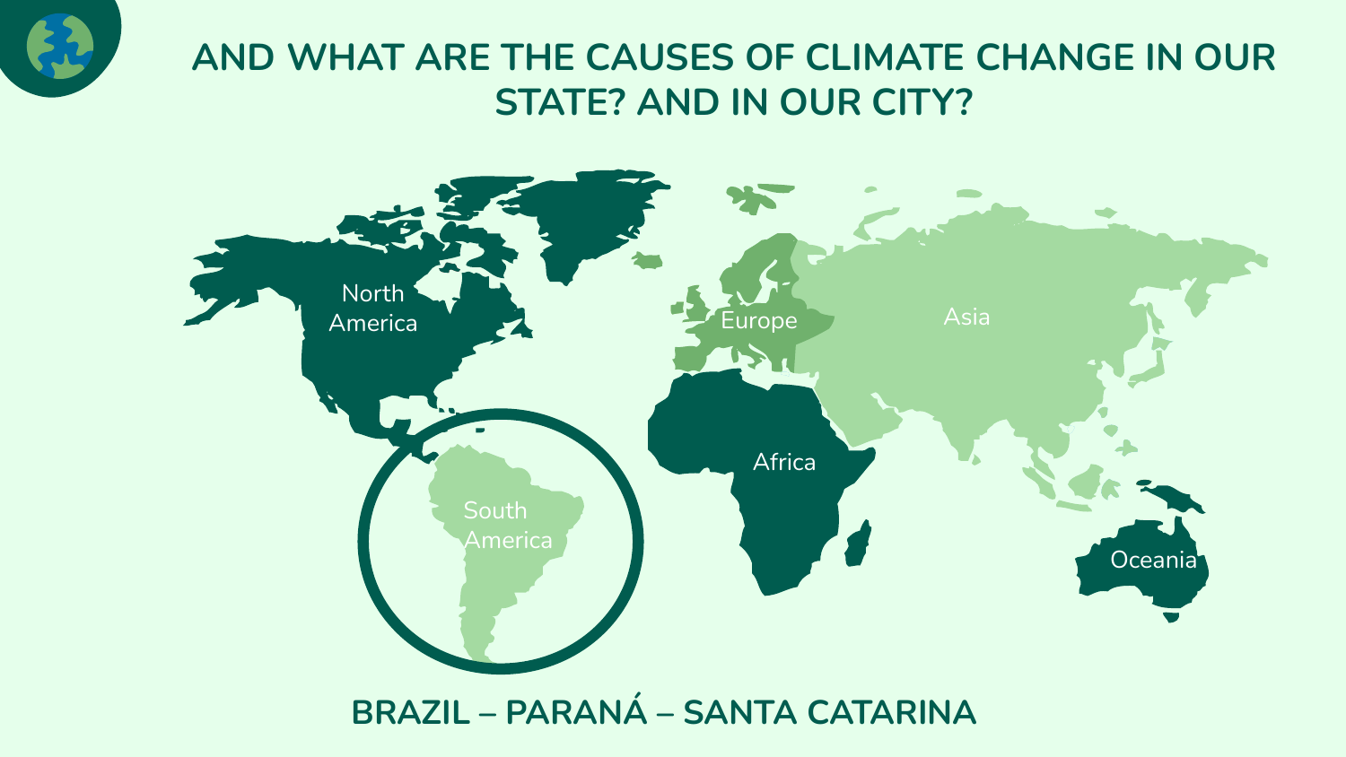# AND WHAT ARE THE CAUSES OF CLIMATE CHANGE IN OUR STATE? AND IN OUR CITY?

North America

Europe

Asia

Africa

South America

Oceania

**BRAZIL – PARANÁ – SANTA CATARINA**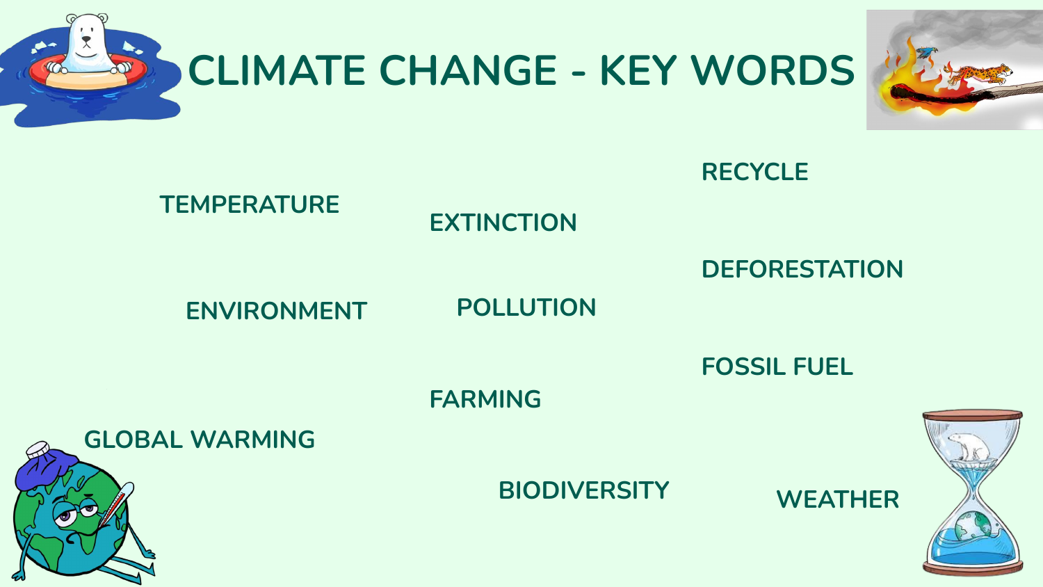# CLIMATE CHANGE - KEY WORDS

- TEMPERATURE
- EXTINCTION
- RECYCLE
- DEFORESTATION
- ENVIRONMENT
- POLLUTION
- FOSSIL FUEL
- FARMING
- GLOBAL WARMING
- BIODIVERSITY
- WEATHER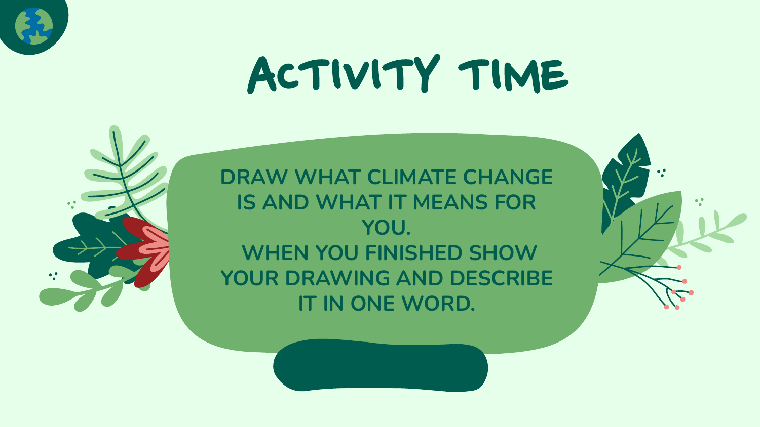# ACTIVITY TIME

DRAW WHAT CLIMATE CHANGE IS AND WHAT IT MEANS FOR YOU.

WHEN YOU FINISHED SHOW YOUR DRAWING AND DESCRIBE IT IN ONE WORD.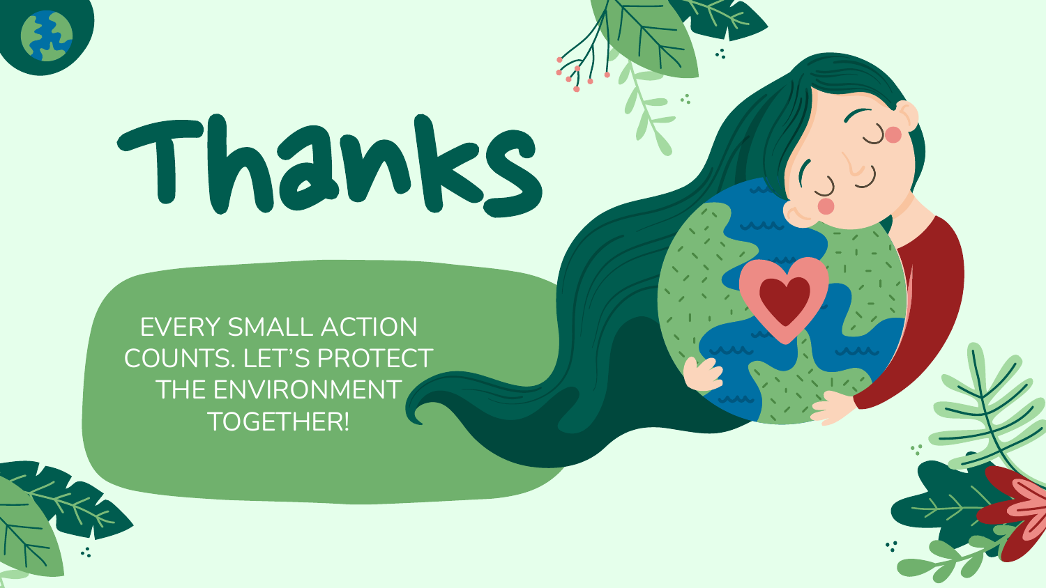# Thanks

EVERY SMALL ACTION COUNTS. LET'S PROTECT THE ENVIRONMENT TOGETHER!